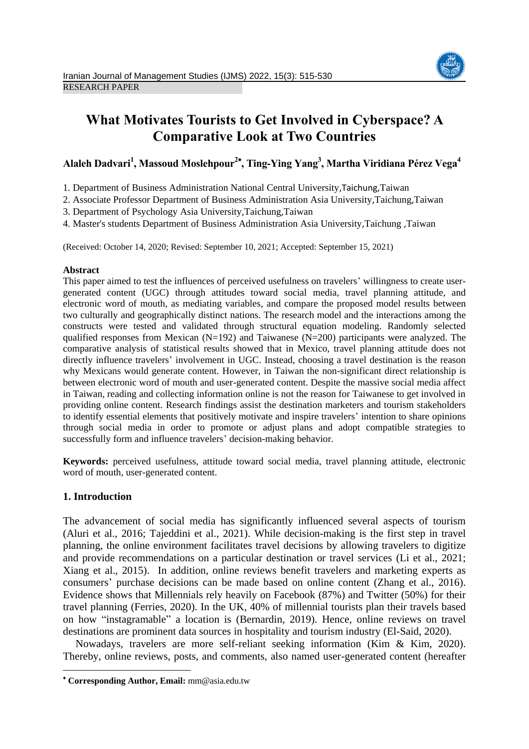RESEARCH PAPER

# What Motivates Tourists to Get Involved in Cyberspace? A Comparative Look at Two Countries

**Alaleh Dadvari[1], Massoud Moslehpour[2*], Ting-Ying Yang[3], Martha Viridiana Pérez Vega[4]**

1. Department of Business Administration National Central University,Taichung,Taiwan
2. Associate Professor Department of Business Administration Asia University,Taichung,Taiwan
3. Department of Psychology Asia University,Taichung,Taiwan
4. Master's students Department of Business Administration Asia University,Taichung ,Taiwan

(Received: October 14, 2020; Revised: September 10, 2021; Accepted: September 15, 2021)

**Abstract**

This paper aimed to test the influences of perceived usefulness on travelers' willingness to create user-generated content (UGC) through attitudes toward social media, travel planning attitude, and electronic word of mouth, as mediating variables, and compare the proposed model results between two culturally and geographically distinct nations. The research model and the interactions among the constructs were tested and validated through structural equation modeling. Randomly selected qualified responses from Mexican (N=192) and Taiwanese (N=200) participants were analyzed. The comparative analysis of statistical results showed that in Mexico, travel planning attitude does not directly influence travelers' involvement in UGC. Instead, choosing a travel destination is the reason why Mexicans would generate content. However, in Taiwan the non-significant direct relationship is between electronic word of mouth and user-generated content. Despite the massive social media affect in Taiwan, reading and collecting information online is not the reason for Taiwanese to get involved in providing online content. Research findings assist the destination marketers and tourism stakeholders to identify essential elements that positively motivate and inspire travelers' intention to share opinions through social media in order to promote or adjust plans and adopt compatible strategies to successfully form and influence travelers' decision-making behavior.

**Keywords:** perceived usefulness, attitude toward social media, travel planning attitude, electronic word of mouth, user-generated content.

## 1. Introduction

The advancement of social media has significantly influenced several aspects of tourism (Aluri et al., 2016; Tajeddini et al., 2021). While decision-making is the first step in travel planning, the online environment facilitates travel decisions by allowing travelers to digitize and provide recommendations on a particular destination or travel services (Li et al., 2021; Xiang et al., 2015). In addition, online reviews benefit travelers and marketing experts as consumers' purchase decisions can be made based on online content (Zhang et al., 2016). Evidence shows that Millennials rely heavily on Facebook (87%) and Twitter (50%) for their travel planning (Ferries, 2020). In the UK, 40% of millennial tourists plan their travels based on how "instagramable" a location is (Bernardin, 2019). Hence, online reviews on travel destinations are prominent data sources in hospitality and tourism industry (El-Said, 2020).

Nowadays, travelers are more self-reliant seeking information (Kim & Kim, 2020). Thereby, online reviews, posts, and comments, also named user-generated content (hereafter

* **Corresponding Author, Email:** mm@asia.edu.tw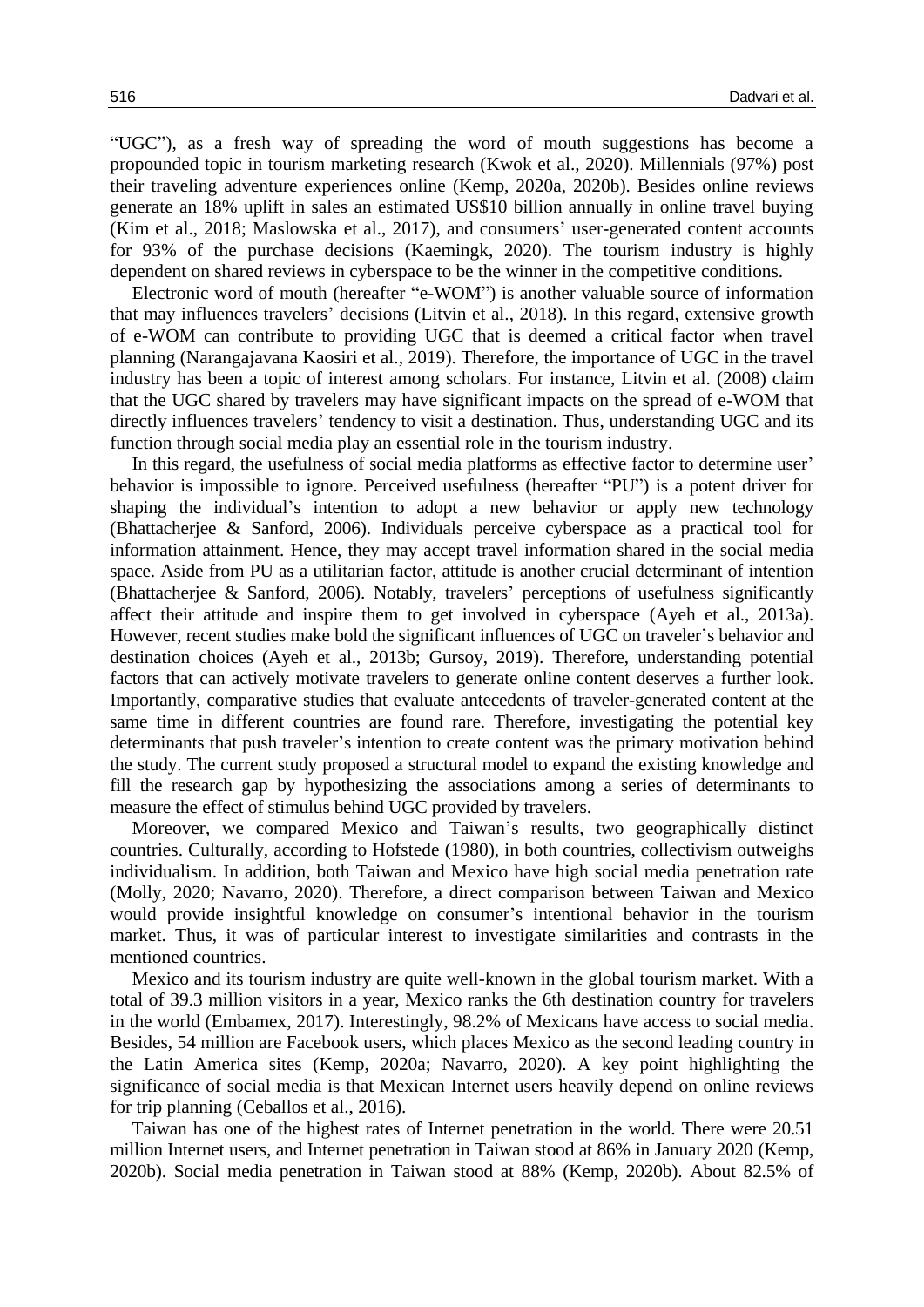"UGC"), as a fresh way of spreading the word of mouth suggestions has become a propounded topic in tourism marketing research (Kwok et al., 2020). Millennials (97%) post their traveling adventure experiences online (Kemp, 2020a, 2020b). Besides online reviews generate an 18% uplift in sales an estimated US$10 billion annually in online travel buying (Kim et al., 2018; Maslowska et al., 2017), and consumers' user-generated content accounts for 93% of the purchase decisions (Kaemingk, 2020). The tourism industry is highly dependent on shared reviews in cyberspace to be the winner in the competitive conditions.

Electronic word of mouth (hereafter "e-WOM") is another valuable source of information that may influences travelers' decisions (Litvin et al., 2018). In this regard, extensive growth of e-WOM can contribute to providing UGC that is deemed a critical factor when travel planning (Narangajavana Kaosiri et al., 2019). Therefore, the importance of UGC in the travel industry has been a topic of interest among scholars. For instance, Litvin et al. (2008) claim that the UGC shared by travelers may have significant impacts on the spread of e-WOM that directly influences travelers' tendency to visit a destination. Thus, understanding UGC and its function through social media play an essential role in the tourism industry.

In this regard, the usefulness of social media platforms as effective factor to determine user' behavior is impossible to ignore. Perceived usefulness (hereafter "PU") is a potent driver for shaping the individual's intention to adopt a new behavior or apply new technology (Bhattacherjee & Sanford, 2006). Individuals perceive cyberspace as a practical tool for information attainment. Hence, they may accept travel information shared in the social media space. Aside from PU as a utilitarian factor, attitude is another crucial determinant of intention (Bhattacherjee & Sanford, 2006). Notably, travelers' perceptions of usefulness significantly affect their attitude and inspire them to get involved in cyberspace (Ayeh et al., 2013a). However, recent studies make bold the significant influences of UGC on traveler's behavior and destination choices (Ayeh et al., 2013b; Gursoy, 2019). Therefore, understanding potential factors that can actively motivate travelers to generate online content deserves a further look. Importantly, comparative studies that evaluate antecedents of traveler-generated content at the same time in different countries are found rare. Therefore, investigating the potential key determinants that push traveler's intention to create content was the primary motivation behind the study. The current study proposed a structural model to expand the existing knowledge and fill the research gap by hypothesizing the associations among a series of determinants to measure the effect of stimulus behind UGC provided by travelers.

Moreover, we compared Mexico and Taiwan's results, two geographically distinct countries. Culturally, according to Hofstede (1980), in both countries, collectivism outweighs individualism. In addition, both Taiwan and Mexico have high social media penetration rate (Molly, 2020; Navarro, 2020). Therefore, a direct comparison between Taiwan and Mexico would provide insightful knowledge on consumer's intentional behavior in the tourism market. Thus, it was of particular interest to investigate similarities and contrasts in the mentioned countries.

Mexico and its tourism industry are quite well-known in the global tourism market. With a total of 39.3 million visitors in a year, Mexico ranks the 6th destination country for travelers in the world (Embamex, 2017). Interestingly, 98.2% of Mexicans have access to social media. Besides, 54 million are Facebook users, which places Mexico as the second leading country in the Latin America sites (Kemp, 2020a; Navarro, 2020). A key point highlighting the significance of social media is that Mexican Internet users heavily depend on online reviews for trip planning (Ceballos et al., 2016).

Taiwan has one of the highest rates of Internet penetration in the world. There were 20.51 million Internet users, and Internet penetration in Taiwan stood at 86% in January 2020 (Kemp, 2020b). Social media penetration in Taiwan stood at 88% (Kemp, 2020b). About 82.5% of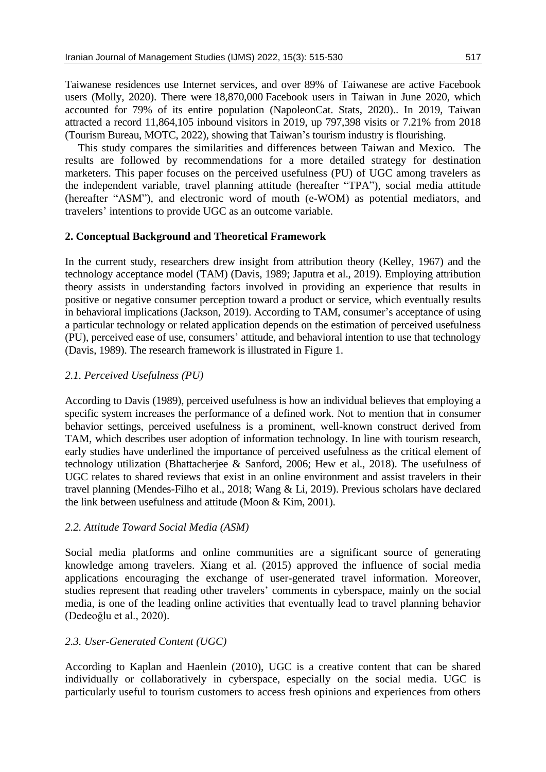Taiwanese residences use Internet services, and over 89% of Taiwanese are active Facebook users (Molly, 2020). There were 18,870,000 Facebook users in Taiwan in June 2020, which accounted for 79% of its entire population (NapoleonCat. Stats, 2020).. In 2019, Taiwan attracted a record 11,864,105 inbound visitors in 2019, up 797,398 visits or 7.21% from 2018 (Tourism Bureau, MOTC, 2022), showing that Taiwan's tourism industry is flourishing.

This study compares the similarities and differences between Taiwan and Mexico. The results are followed by recommendations for a more detailed strategy for destination marketers. This paper focuses on the perceived usefulness (PU) of UGC among travelers as the independent variable, travel planning attitude (hereafter "TPA"), social media attitude (hereafter "ASM"), and electronic word of mouth (e-WOM) as potential mediators, and travelers' intentions to provide UGC as an outcome variable.

## 2. Conceptual Background and Theoretical Framework

In the current study, researchers drew insight from attribution theory (Kelley, 1967) and the technology acceptance model (TAM) (Davis, 1989; Japutra et al., 2019). Employing attribution theory assists in understanding factors involved in providing an experience that results in positive or negative consumer perception toward a product or service, which eventually results in behavioral implications (Jackson, 2019). According to TAM, consumer's acceptance of using a particular technology or related application depends on the estimation of perceived usefulness (PU), perceived ease of use, consumers' attitude, and behavioral intention to use that technology (Davis, 1989). The research framework is illustrated in Figure 1.

### *2.1. Perceived Usefulness (PU)*

According to Davis (1989), perceived usefulness is how an individual believes that employing a specific system increases the performance of a defined work. Not to mention that in consumer behavior settings, perceived usefulness is a prominent, well-known construct derived from TAM, which describes user adoption of information technology. In line with tourism research, early studies have underlined the importance of perceived usefulness as the critical element of technology utilization (Bhattacherjee & Sanford, 2006; Hew et al., 2018). The usefulness of UGC relates to shared reviews that exist in an online environment and assist travelers in their travel planning (Mendes-Filho et al., 2018; Wang & Li, 2019). Previous scholars have declared the link between usefulness and attitude (Moon & Kim, 2001).

### *2.2. Attitude Toward Social Media (ASM)*

Social media platforms and online communities are a significant source of generating knowledge among travelers. Xiang et al. (2015) approved the influence of social media applications encouraging the exchange of user-generated travel information. Moreover, studies represent that reading other travelers' comments in cyberspace, mainly on the social media, is one of the leading online activities that eventually lead to travel planning behavior (Dedeoğlu et al., 2020).

### *2.3. User-Generated Content (UGC)*

According to Kaplan and Haenlein (2010), UGC is a creative content that can be shared individually or collaboratively in cyberspace, especially on the social media. UGC is particularly useful to tourism customers to access fresh opinions and experiences from others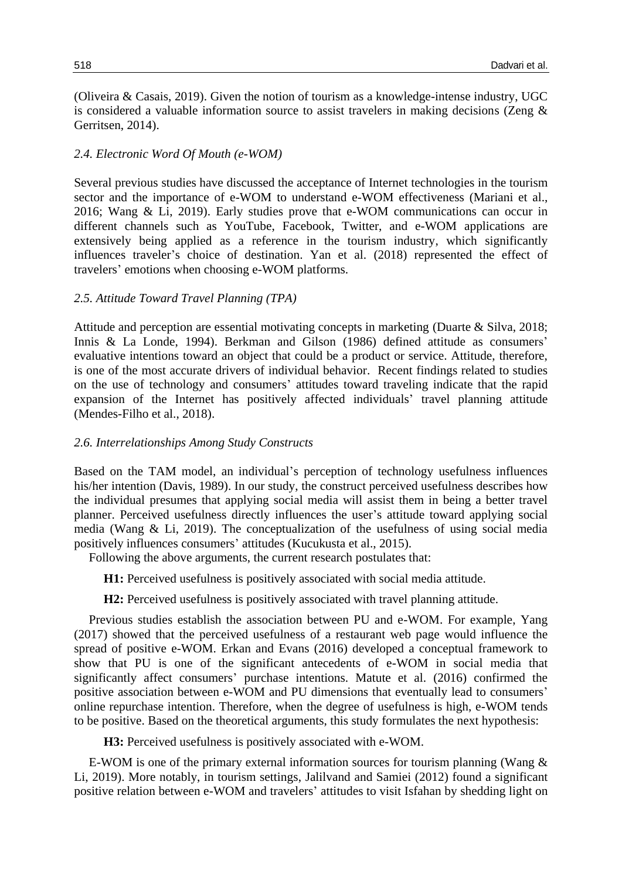(Oliveira & Casais, 2019). Given the notion of tourism as a knowledge-intense industry, UGC is considered a valuable information source to assist travelers in making decisions (Zeng & Gerritsen, 2014).

### *2.4. Electronic Word Of Mouth (e-WOM)*

Several previous studies have discussed the acceptance of Internet technologies in the tourism sector and the importance of e-WOM to understand e-WOM effectiveness (Mariani et al., 2016; Wang & Li, 2019). Early studies prove that e-WOM communications can occur in different channels such as YouTube, Facebook, Twitter, and e-WOM applications are extensively being applied as a reference in the tourism industry, which significantly influences traveler's choice of destination. Yan et al. (2018) represented the effect of travelers' emotions when choosing e-WOM platforms.

### *2.5. Attitude Toward Travel Planning (TPA)*

Attitude and perception are essential motivating concepts in marketing (Duarte & Silva, 2018; Innis & La Londe, 1994). Berkman and Gilson (1986) defined attitude as consumers' evaluative intentions toward an object that could be a product or service. Attitude, therefore, is one of the most accurate drivers of individual behavior. Recent findings related to studies on the use of technology and consumers' attitudes toward traveling indicate that the rapid expansion of the Internet has positively affected individuals' travel planning attitude (Mendes-Filho et al., 2018).

### *2.6. Interrelationships Among Study Constructs*

Based on the TAM model, an individual's perception of technology usefulness influences his/her intention (Davis, 1989). In our study, the construct perceived usefulness describes how the individual presumes that applying social media will assist them in being a better travel planner. Perceived usefulness directly influences the user's attitude toward applying social media (Wang & Li, 2019). The conceptualization of the usefulness of using social media positively influences consumers' attitudes (Kucukusta et al., 2015).

Following the above arguments, the current research postulates that:

**H1:** Perceived usefulness is positively associated with social media attitude.

**H2:** Perceived usefulness is positively associated with travel planning attitude.

Previous studies establish the association between PU and e-WOM. For example, Yang (2017) showed that the perceived usefulness of a restaurant web page would influence the spread of positive e-WOM. Erkan and Evans (2016) developed a conceptual framework to show that PU is one of the significant antecedents of e-WOM in social media that significantly affect consumers' purchase intentions. Matute et al. (2016) confirmed the positive association between e-WOM and PU dimensions that eventually lead to consumers' online repurchase intention. Therefore, when the degree of usefulness is high, e-WOM tends to be positive. Based on the theoretical arguments, this study formulates the next hypothesis:

**H3:** Perceived usefulness is positively associated with e-WOM.

E-WOM is one of the primary external information sources for tourism planning (Wang & Li, 2019). More notably, in tourism settings, Jalilvand and Samiei (2012) found a significant positive relation between e-WOM and travelers' attitudes to visit Isfahan by shedding light on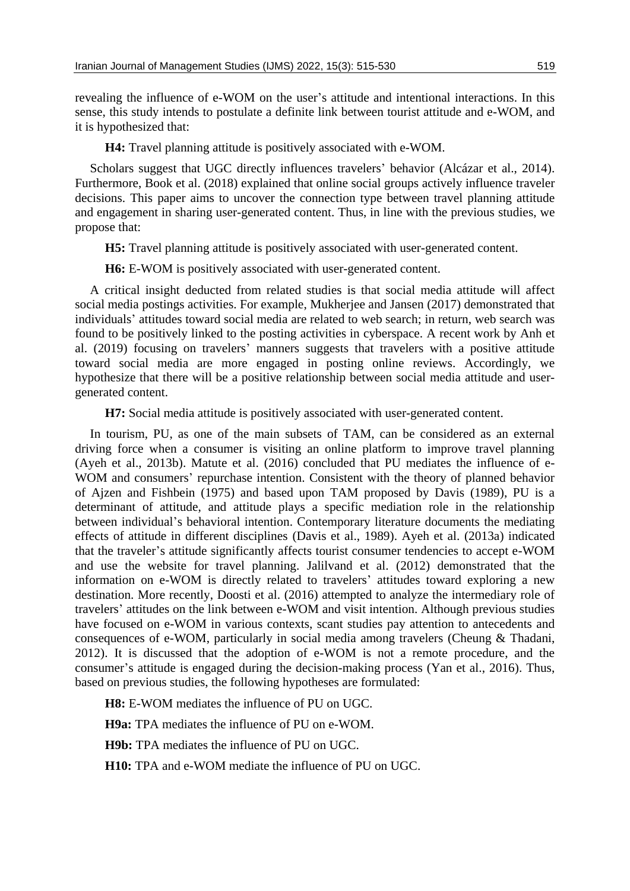revealing the influence of e-WOM on the user's attitude and intentional interactions. In this sense, this study intends to postulate a definite link between tourist attitude and e-WOM, and it is hypothesized that:

**H4:** Travel planning attitude is positively associated with e-WOM.

Scholars suggest that UGC directly influences travelers' behavior (Alcázar et al., 2014). Furthermore, Book et al. (2018) explained that online social groups actively influence traveler decisions. This paper aims to uncover the connection type between travel planning attitude and engagement in sharing user-generated content. Thus, in line with the previous studies, we propose that:

**H5:** Travel planning attitude is positively associated with user-generated content.

**H6:** E-WOM is positively associated with user-generated content.

A critical insight deducted from related studies is that social media attitude will affect social media postings activities. For example, Mukherjee and Jansen (2017) demonstrated that individuals' attitudes toward social media are related to web search; in return, web search was found to be positively linked to the posting activities in cyberspace. A recent work by Anh et al. (2019) focusing on travelers' manners suggests that travelers with a positive attitude toward social media are more engaged in posting online reviews. Accordingly, we hypothesize that there will be a positive relationship between social media attitude and user-generated content.

**H7:** Social media attitude is positively associated with user-generated content.

In tourism, PU, as one of the main subsets of TAM, can be considered as an external driving force when a consumer is visiting an online platform to improve travel planning (Ayeh et al., 2013b). Matute et al. (2016) concluded that PU mediates the influence of e-WOM and consumers' repurchase intention. Consistent with the theory of planned behavior of Ajzen and Fishbein (1975) and based upon TAM proposed by Davis (1989), PU is a determinant of attitude, and attitude plays a specific mediation role in the relationship between individual's behavioral intention. Contemporary literature documents the mediating effects of attitude in different disciplines (Davis et al., 1989). Ayeh et al. (2013a) indicated that the traveler's attitude significantly affects tourist consumer tendencies to accept e-WOM and use the website for travel planning. Jalilvand et al. (2012) demonstrated that the information on e-WOM is directly related to travelers' attitudes toward exploring a new destination. More recently, Doosti et al. (2016) attempted to analyze the intermediary role of travelers' attitudes on the link between e-WOM and visit intention. Although previous studies have focused on e-WOM in various contexts, scant studies pay attention to antecedents and consequences of e-WOM, particularly in social media among travelers (Cheung & Thadani, 2012). It is discussed that the adoption of e-WOM is not a remote procedure, and the consumer's attitude is engaged during the decision-making process (Yan et al., 2016). Thus, based on previous studies, the following hypotheses are formulated:

**H8:** E-WOM mediates the influence of PU on UGC.

**H9a:** TPA mediates the influence of PU on e-WOM.

**H9b:** TPA mediates the influence of PU on UGC.

**H10:** TPA and e-WOM mediate the influence of PU on UGC.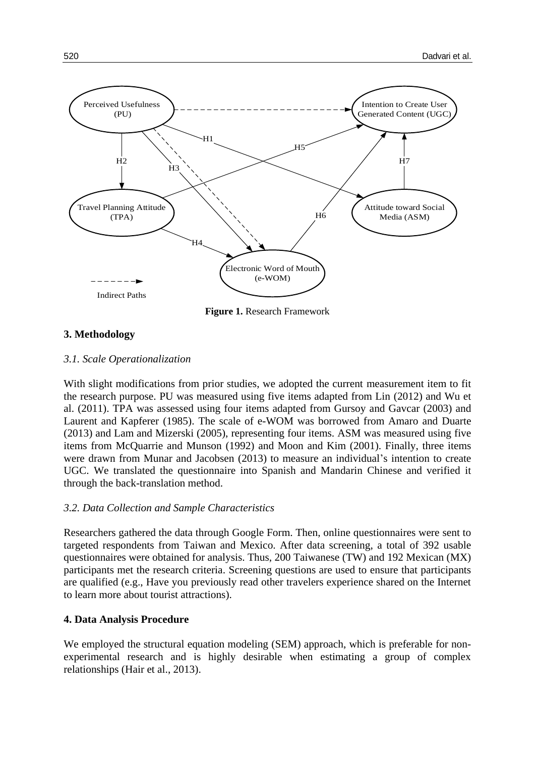Figure 1. Research Framework

## 3. Methodology

### 3.1. Scale Operationalization

With slight modifications from prior studies, we adopted the current measurement item to fit the research purpose. PU was measured using five items adapted from Lin (2012) and Wu et al. (2011). TPA was assessed using four items adapted from Gursoy and Gavcar (2003) and Laurent and Kapferer (1985). The scale of e-WOM was borrowed from Amaro and Duarte (2013) and Lam and Mizerski (2005), representing four items. ASM was measured using five items from McQuarrie and Munson (1992) and Moon and Kim (2001). Finally, three items were drawn from Munar and Jacobsen (2013) to measure an individual's intention to create UGC. We translated the questionnaire into Spanish and Mandarin Chinese and verified it through the back-translation method.

### 3.2. Data Collection and Sample Characteristics

Researchers gathered the data through Google Form. Then, online questionnaires were sent to targeted respondents from Taiwan and Mexico. After data screening, a total of 392 usable questionnaires were obtained for analysis. Thus, 200 Taiwanese (TW) and 192 Mexican (MX) participants met the research criteria. Screening questions are used to ensure that participants are qualified (e.g., Have you previously read other travelers experience shared on the Internet to learn more about tourist attractions).

## 4. Data Analysis Procedure

We employed the structural equation modeling (SEM) approach, which is preferable for non-experimental research and is highly desirable when estimating a group of complex relationships (Hair et al., 2013).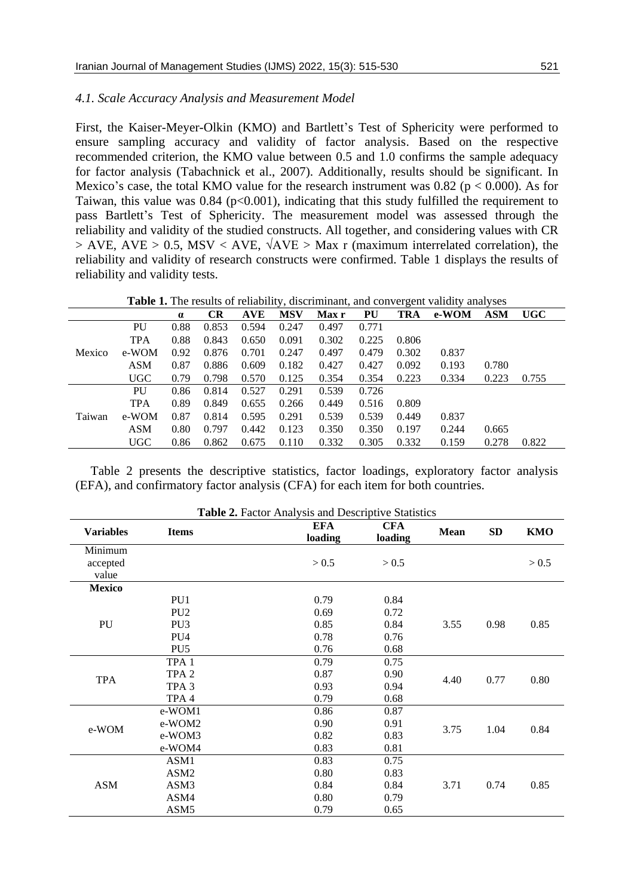### *4.1. Scale Accuracy Analysis and Measurement Model*

First, the Kaiser-Meyer-Olkin (KMO) and Bartlett's Test of Sphericity were performed to ensure sampling accuracy and validity of factor analysis. Based on the respective recommended criterion, the KMO value between 0.5 and 1.0 confirms the sample adequacy for factor analysis (Tabachnick et al., 2007). Additionally, results should be significant. In Mexico's case, the total KMO value for the research instrument was 0.82 ($p < 0.000$). As for Taiwan, this value was 0.84 ($p<0.001$), indicating that this study fulfilled the requirement to pass Bartlett's Test of Sphericity. The measurement model was assessed through the reliability and validity of the studied constructs. All together, and considering values with CR > AVE, AVE > 0.5, MSV < AVE, $\sqrt{AVE}$ > Max r (maximum interrelated correlation), the reliability and validity of research constructs were confirmed. Table 1 displays the results of reliability and validity tests.

**Table 1.** The results of reliability, discriminant, and convergent validity analyses

| | | α | CR | AVE | MSV | Max r | PU | TRA | e-WOM | ASM | UGC |
|---|---|---|---|---|---|---|---|---|---|---|---|
| Mexico | PU | 0.88 | 0.853 | 0.594 | 0.247 | 0.497 | 0.771 | | | | |
| | TPA | 0.88 | 0.843 | 0.650 | 0.091 | 0.302 | 0.225 | 0.806 | | | |
| | e-WOM | 0.92 | 0.876 | 0.701 | 0.247 | 0.497 | 0.479 | 0.302 | 0.837 | | |
| | ASM | 0.87 | 0.886 | 0.609 | 0.182 | 0.427 | 0.427 | 0.092 | 0.193 | 0.780 | |
| | UGC | 0.79 | 0.798 | 0.570 | 0.125 | 0.354 | 0.354 | 0.223 | 0.334 | 0.223 | 0.755 |
| Taiwan | PU | 0.86 | 0.814 | 0.527 | 0.291 | 0.539 | 0.726 | | | | |
| | TPA | 0.89 | 0.849 | 0.655 | 0.266 | 0.449 | 0.516 | 0.809 | | | |
| | e-WOM | 0.87 | 0.814 | 0.595 | 0.291 | 0.539 | 0.539 | 0.449 | 0.837 | | |
| | ASM | 0.80 | 0.797 | 0.442 | 0.123 | 0.350 | 0.350 | 0.197 | 0.244 | 0.665 | |
| | UGC | 0.86 | 0.862 | 0.675 | 0.110 | 0.332 | 0.305 | 0.332 | 0.159 | 0.278 | 0.822 |

Table 2 presents the descriptive statistics, factor loadings, exploratory factor analysis (EFA), and confirmatory factor analysis (CFA) for each item for both countries.

**Table 2.** Factor Analysis and Descriptive Statistics

| Variables | Items | EFA loading | CFA loading | Mean | SD | KMO |
|---|---|---|---|---|---|---|
| Minimum accepted value | | > 0.5 | > 0.5 | | | > 0.5 |
| **Mexico** | | | | | | |
| PU | PU1 | 0.79 | 0.84 | 3.55 | 0.98 | 0.85 |
| | PU2 | 0.69 | 0.72 | | | |
| | PU3 | 0.85 | 0.84 | | | |
| | PU4 | 0.78 | 0.76 | | | |
| | PU5 | 0.76 | 0.68 | | | |
| TPA | TPA 1 | 0.79 | 0.75 | 4.40 | 0.77 | 0.80 |
| | TPA 2 | 0.87 | 0.90 | | | |
| | TPA 3 | 0.93 | 0.94 | | | |
| | TPA 4 | 0.79 | 0.68 | | | |
| e-WOM | e-WOM1 | 0.86 | 0.87 | 3.75 | 1.04 | 0.84 |
| | e-WOM2 | 0.90 | 0.91 | | | |
| | e-WOM3 | 0.82 | 0.83 | | | |
| | e-WOM4 | 0.83 | 0.81 | | | |
| ASM | ASM1 | 0.83 | 0.75 | 3.71 | 0.74 | 0.85 |
| | ASM2 | 0.80 | 0.83 | | | |
| | ASM3 | 0.84 | 0.84 | | | |
| | ASM4 | 0.80 | 0.79 | | | |
| | ASM5 | 0.79 | 0.65 | | | |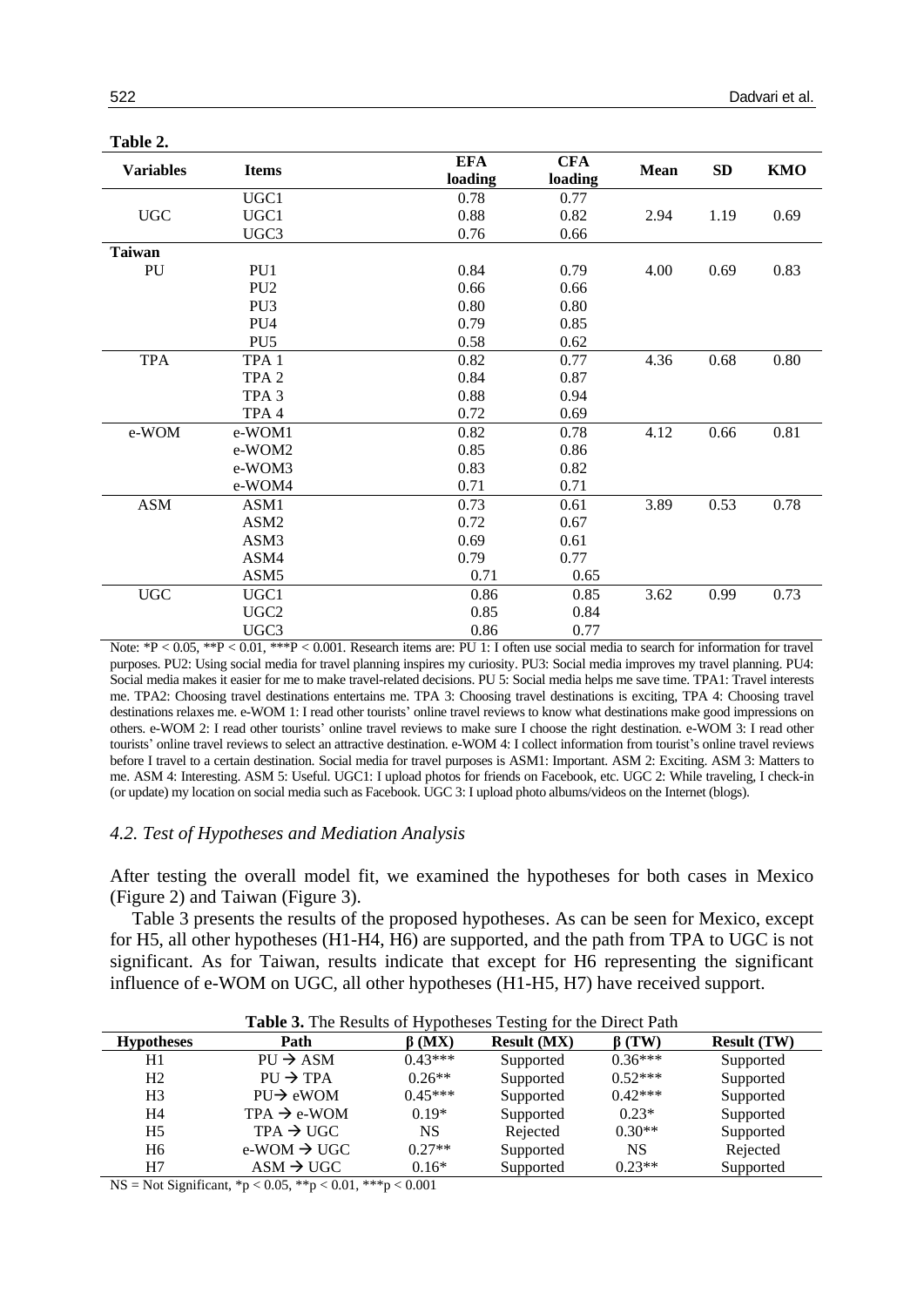**Table 2.**

| Variables | Items | EFA loading | CFA loading | Mean | SD | KMO |
|---|---|---|---|---|---|---|
| | UGC1 | 0.78 | 0.77 | | | |
| UGC | UGC1 | 0.88 | 0.82 | 2.94 | 1.19 | 0.69 |
| | UGC3 | 0.76 | 0.66 | | | |
| **Taiwan** | | | | | | |
| PU | PU1 | 0.84 | 0.79 | 4.00 | 0.69 | 0.83 |
| | PU2 | 0.66 | 0.66 | | | |
| | PU3 | 0.80 | 0.80 | | | |
| | PU4 | 0.79 | 0.85 | | | |
| | PU5 | 0.58 | 0.62 | | | |
| TPA | TPA 1 | 0.82 | 0.77 | 4.36 | 0.68 | 0.80 |
| | TPA 2 | 0.84 | 0.87 | | | |
| | TPA 3 | 0.88 | 0.94 | | | |
| | TPA 4 | 0.72 | 0.69 | | | |
| e-WOM | e-WOM1 | 0.82 | 0.78 | 4.12 | 0.66 | 0.81 |
| | e-WOM2 | 0.85 | 0.86 | | | |
| | e-WOM3 | 0.83 | 0.82 | | | |
| | e-WOM4 | 0.71 | 0.71 | | | |
| ASM | ASM1 | 0.73 | 0.61 | 3.89 | 0.53 | 0.78 |
| | ASM2 | 0.72 | 0.67 | | | |
| | ASM3 | 0.69 | 0.61 | | | |
| | ASM4 | 0.79 | 0.77 | | | |
| | ASM5 | 0.71 | 0.65 | | | |
| UGC | UGC1 | 0.86 | 0.85 | 3.62 | 0.99 | 0.73 |
| | UGC2 | 0.85 | 0.84 | | | |
| | UGC3 | 0.86 | 0.77 | | | |

Note: $^{*}P < 0.05$, $^{**}P < 0.01$, $^{***}P < 0.001$. Research items are: PU 1: I often use social media to search for information for travel purposes. PU2: Using social media for travel planning inspires my curiosity. PU3: Social media improves my travel planning. PU4: Social media makes it easier for me to make travel-related decisions. PU 5: Social media helps me save time. TPA1: Travel interests me. TPA2: Choosing travel destinations entertains me. TPA 3: Choosing travel destinations is exciting, TPA 4: Choosing travel destinations relaxes me. e-WOM 1: I read other tourists' online travel reviews to know what destinations make good impressions on others. e-WOM 2: I read other tourists' online travel reviews to make sure I choose the right destination. e-WOM 3: I read other tourists' online travel reviews to select an attractive destination. e-WOM 4: I collect information from tourist's online travel reviews before I travel to a certain destination. Social media for travel purposes is ASM1: Important. ASM 2: Exciting. ASM 3: Matters to me. ASM 4: Interesting. ASM 5: Useful. UGC1: I upload photos for friends on Facebook, etc. UGC 2: While traveling, I check-in (or update) my location on social media such as Facebook. UGC 3: I upload photo albums/videos on the Internet (blogs).

### *4.2. Test of Hypotheses and Mediation Analysis*

After testing the overall model fit, we examined the hypotheses for both cases in Mexico (Figure 2) and Taiwan (Figure 3).

Table 3 presents the results of the proposed hypotheses. As can be seen for Mexico, except for H5, all other hypotheses (H1-H4, H6) are supported, and the path from TPA to UGC is not significant. As for Taiwan, results indicate that except for H6 representing the significant influence of e-WOM on UGC, all other hypotheses (H1-H5, H7) have received support.

**Table 3.** The Results of Hypotheses Testing for the Direct Path

| Hypotheses | Path | β (MX) | Result (MX) | β (TW) | Result (TW) |
|---|---|---|---|---|---|
| H1 | PU → ASM | 0.43*** | Supported | 0.36*** | Supported |
| H2 | PU → TPA | 0.26** | Supported | 0.52*** | Supported |
| H3 | PU→ eWOM | 0.45*** | Supported | 0.42*** | Supported |
| H4 | TPA → e-WOM | 0.19* | Supported | 0.23* | Supported |
| H5 | TPA → UGC | NS | Rejected | 0.30** | Supported |
| H6 | e-WOM → UGC | 0.27** | Supported | NS | Rejected |
| H7 | ASM → UGC | 0.16* | Supported | 0.23** | Supported |

NS = Not Significant, $^{*}p < 0.05$, $^{**}p < 0.01$, $^{***}p < 0.001$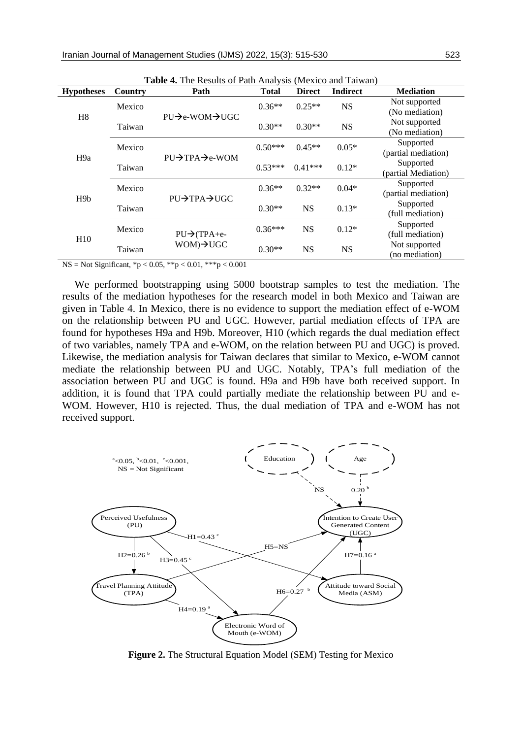**Table 4.** The Results of Path Analysis (Mexico and Taiwan)

| Hypotheses | Country | Path | Total | Direct | Indirect | Mediation |
|---|---|---|---|---|---|---|
| H8 | Mexico | PU→e-WOM→UGC | 0.36** | 0.25** | NS | Not supported (No mediation) |
| | Taiwan | | 0.30** | 0.30** | NS | Not supported (No mediation) |
| H9a | Mexico | PU→TPA→e-WOM | 0.50*** | 0.45** | 0.05* | Supported (partial mediation) |
| | Taiwan | | 0.53*** | 0.41*** | 0.12* | Supported (partial Mediation) |
| H9b | Mexico | PU→TPA→UGC | 0.36** | 0.32** | 0.04* | Supported (partial mediation) |
| | Taiwan | | 0.30** | NS | 0.13* | Supported (full mediation) |
| H10 | Mexico | PU→(TPA+e-WOM)→UGC | 0.36*** | NS | 0.12* | Supported (full mediation) |
| | Taiwan | | 0.30** | NS | NS | Not supported (no mediation) |

NS = Not Significant, *p < 0.05, **p < 0.01, ***p < 0.001

We performed bootstrapping using 5000 bootstrap samples to test the mediation. The results of the mediation hypotheses for the research model in both Mexico and Taiwan are given in Table 4. In Mexico, there is no evidence to support the mediation effect of e-WOM on the relationship between PU and UGC. However, partial mediation effects of TPA are found for hypotheses H9a and H9b. Moreover, H10 (which regards the dual mediation effect of two variables, namely TPA and e-WOM, on the relation between PU and UGC) is proved. Likewise, the mediation analysis for Taiwan declares that similar to Mexico, e-WOM cannot mediate the relationship between PU and UGC. Notably, TPA's full mediation of the association between PU and UGC is found. H9a and H9b have both received support. In addition, it is found that TPA could partially mediate the relationship between PU and e-WOM. However, H10 is rejected. Thus, the dual mediation of TPA and e-WOM has not received support.

**Figure 2.** The Structural Equation Model (SEM) Testing for Mexico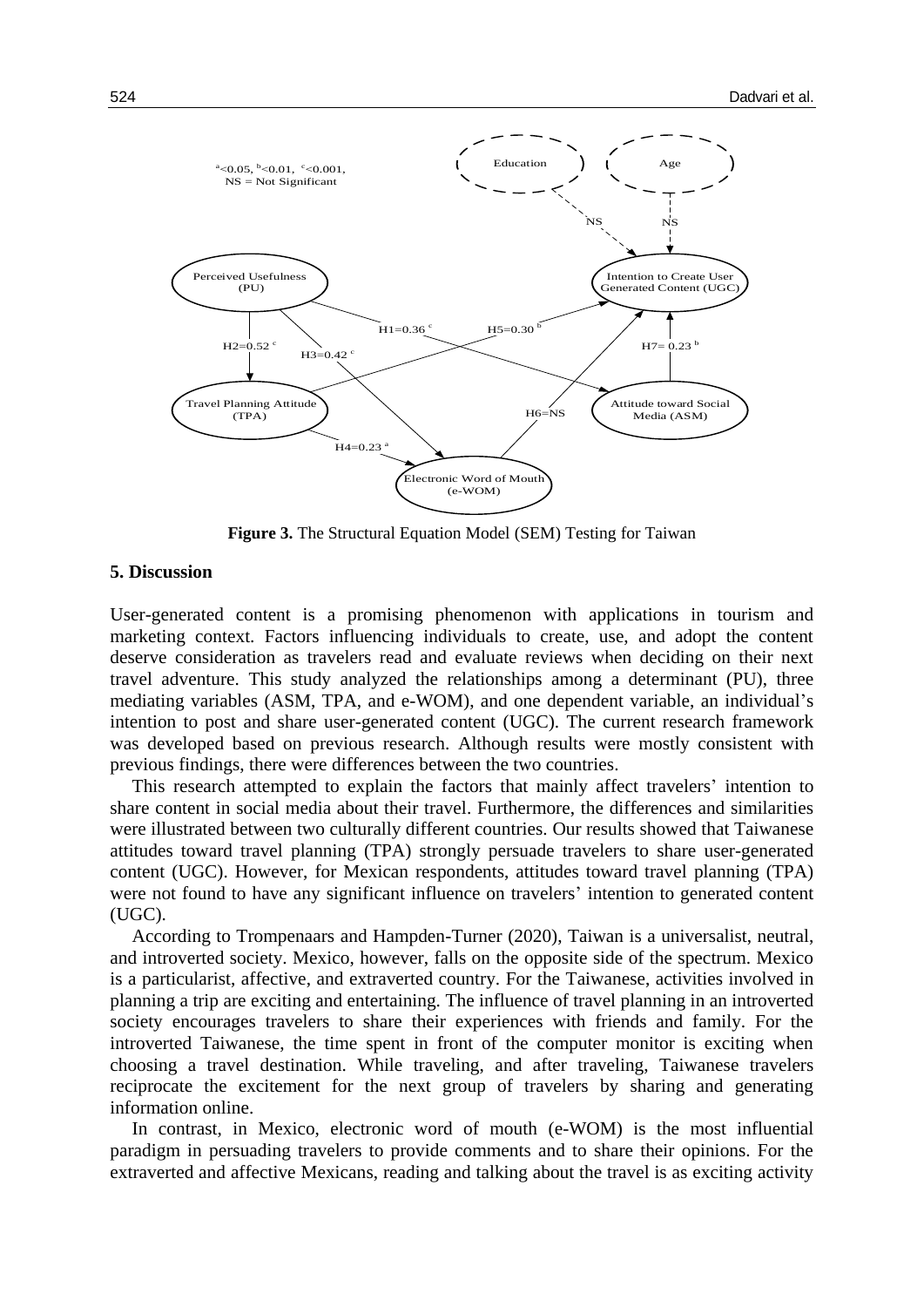ᵃ<0.05, ᵇ<0.01, ᶜ<0.001, NS = Not Significant

**Figure 3.** The Structural Equation Model (SEM) Testing for Taiwan

## 5. Discussion

User-generated content is a promising phenomenon with applications in tourism and marketing context. Factors influencing individuals to create, use, and adopt the content deserve consideration as travelers read and evaluate reviews when deciding on their next travel adventure. This study analyzed the relationships among a determinant (PU), three mediating variables (ASM, TPA, and e-WOM), and one dependent variable, an individual's intention to post and share user-generated content (UGC). The current research framework was developed based on previous research. Although results were mostly consistent with previous findings, there were differences between the two countries.

This research attempted to explain the factors that mainly affect travelers' intention to share content in social media about their travel. Furthermore, the differences and similarities were illustrated between two culturally different countries. Our results showed that Taiwanese attitudes toward travel planning (TPA) strongly persuade travelers to share user-generated content (UGC). However, for Mexican respondents, attitudes toward travel planning (TPA) were not found to have any significant influence on travelers' intention to generated content (UGC).

According to Trompenaars and Hampden-Turner (2020), Taiwan is a universalist, neutral, and introverted society. Mexico, however, falls on the opposite side of the spectrum. Mexico is a particularist, affective, and extraverted country. For the Taiwanese, activities involved in planning a trip are exciting and entertaining. The influence of travel planning in an introverted society encourages travelers to share their experiences with friends and family. For the introverted Taiwanese, the time spent in front of the computer monitor is exciting when choosing a travel destination. While traveling, and after traveling, Taiwanese travelers reciprocate the excitement for the next group of travelers by sharing and generating information online.

In contrast, in Mexico, electronic word of mouth (e-WOM) is the most influential paradigm in persuading travelers to provide comments and to share their opinions. For the extraverted and affective Mexicans, reading and talking about the travel is as exciting activity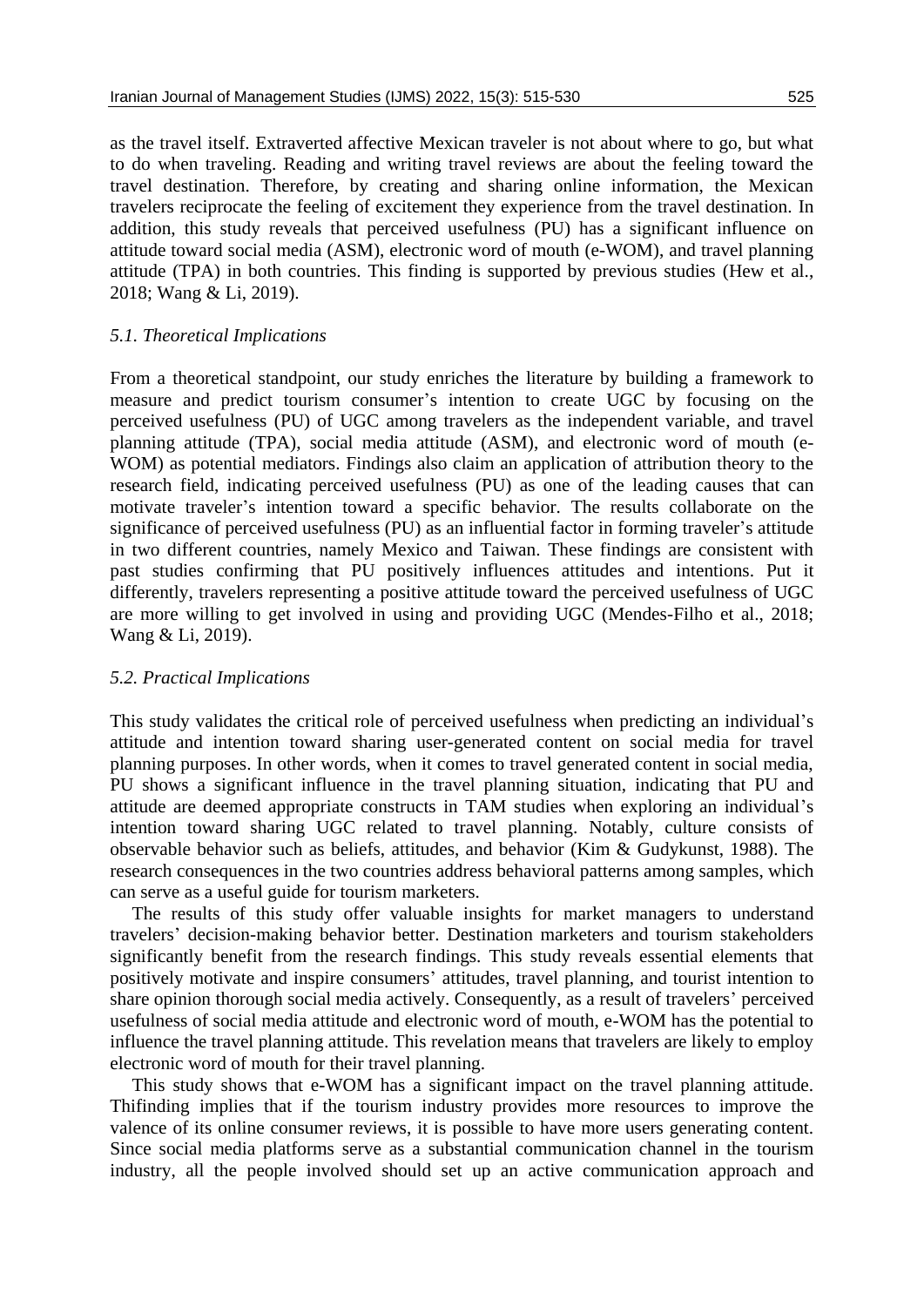as the travel itself. Extraverted affective Mexican traveler is not about where to go, but what to do when traveling. Reading and writing travel reviews are about the feeling toward the travel destination. Therefore, by creating and sharing online information, the Mexican travelers reciprocate the feeling of excitement they experience from the travel destination. In addition, this study reveals that perceived usefulness (PU) has a significant influence on attitude toward social media (ASM), electronic word of mouth (e-WOM), and travel planning attitude (TPA) in both countries. This finding is supported by previous studies (Hew et al., 2018; Wang & Li, 2019).

### *5.1. Theoretical Implications*

From a theoretical standpoint, our study enriches the literature by building a framework to measure and predict tourism consumer's intention to create UGC by focusing on the perceived usefulness (PU) of UGC among travelers as the independent variable, and travel planning attitude (TPA), social media attitude (ASM), and electronic word of mouth (e-WOM) as potential mediators. Findings also claim an application of attribution theory to the research field, indicating perceived usefulness (PU) as one of the leading causes that can motivate traveler's intention toward a specific behavior. The results collaborate on the significance of perceived usefulness (PU) as an influential factor in forming traveler's attitude in two different countries, namely Mexico and Taiwan. These findings are consistent with past studies confirming that PU positively influences attitudes and intentions. Put it differently, travelers representing a positive attitude toward the perceived usefulness of UGC are more willing to get involved in using and providing UGC (Mendes-Filho et al., 2018; Wang & Li, 2019).

### *5.2. Practical Implications*

This study validates the critical role of perceived usefulness when predicting an individual's attitude and intention toward sharing user-generated content on social media for travel planning purposes. In other words, when it comes to travel generated content in social media, PU shows a significant influence in the travel planning situation, indicating that PU and attitude are deemed appropriate constructs in TAM studies when exploring an individual's intention toward sharing UGC related to travel planning. Notably, culture consists of observable behavior such as beliefs, attitudes, and behavior (Kim & Gudykunst, 1988). The research consequences in the two countries address behavioral patterns among samples, which can serve as a useful guide for tourism marketers.

The results of this study offer valuable insights for market managers to understand travelers' decision-making behavior better. Destination marketers and tourism stakeholders significantly benefit from the research findings. This study reveals essential elements that positively motivate and inspire consumers' attitudes, travel planning, and tourist intention to share opinion thorough social media actively. Consequently, as a result of travelers' perceived usefulness of social media attitude and electronic word of mouth, e-WOM has the potential to influence the travel planning attitude. This revelation means that travelers are likely to employ electronic word of mouth for their travel planning.

This study shows that e-WOM has a significant impact on the travel planning attitude. Thifinding implies that if the tourism industry provides more resources to improve the valence of its online consumer reviews, it is possible to have more users generating content. Since social media platforms serve as a substantial communication channel in the tourism industry, all the people involved should set up an active communication approach and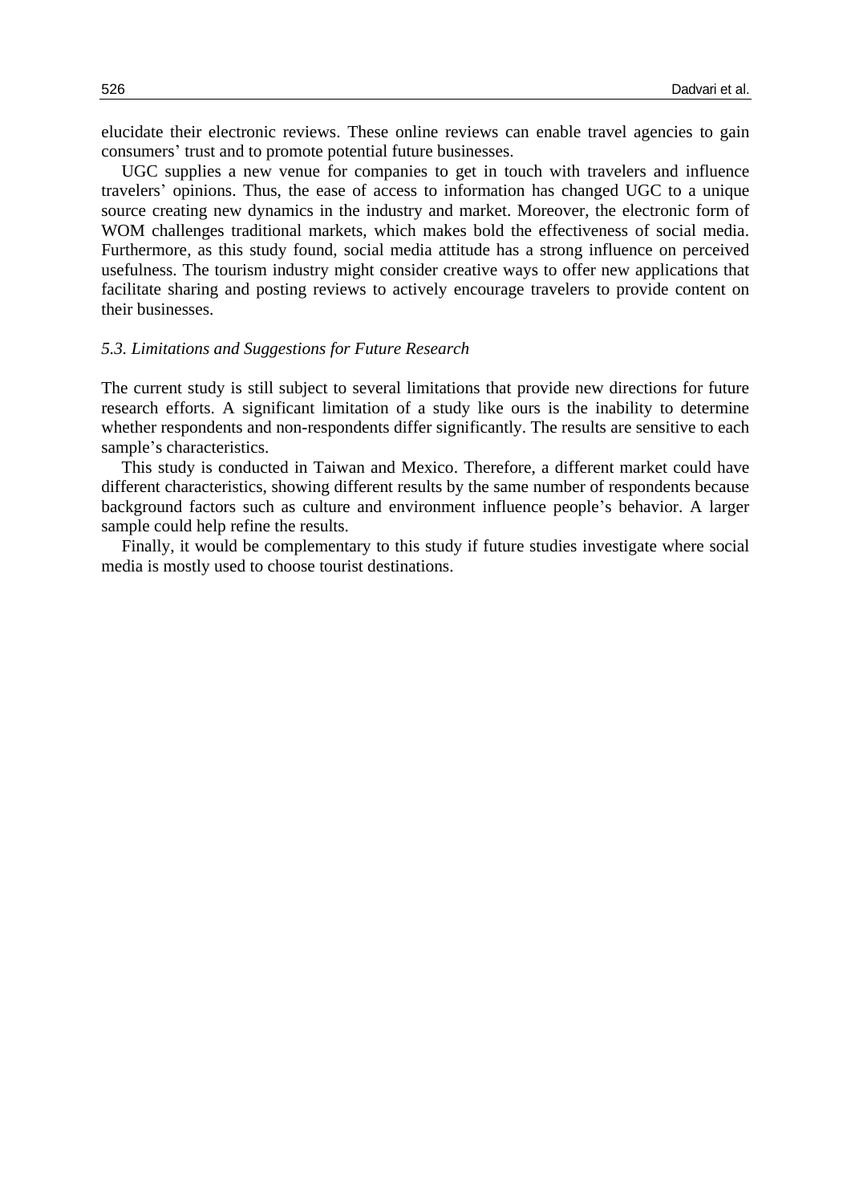elucidate their electronic reviews. These online reviews can enable travel agencies to gain consumers' trust and to promote potential future businesses.

UGC supplies a new venue for companies to get in touch with travelers and influence travelers' opinions. Thus, the ease of access to information has changed UGC to a unique source creating new dynamics in the industry and market. Moreover, the electronic form of WOM challenges traditional markets, which makes bold the effectiveness of social media. Furthermore, as this study found, social media attitude has a strong influence on perceived usefulness. The tourism industry might consider creative ways to offer new applications that facilitate sharing and posting reviews to actively encourage travelers to provide content on their businesses.

### *5.3. Limitations and Suggestions for Future Research*

The current study is still subject to several limitations that provide new directions for future research efforts. A significant limitation of a study like ours is the inability to determine whether respondents and non-respondents differ significantly. The results are sensitive to each sample's characteristics.

This study is conducted in Taiwan and Mexico. Therefore, a different market could have different characteristics, showing different results by the same number of respondents because background factors such as culture and environment influence people's behavior. A larger sample could help refine the results.

Finally, it would be complementary to this study if future studies investigate where social media is mostly used to choose tourist destinations.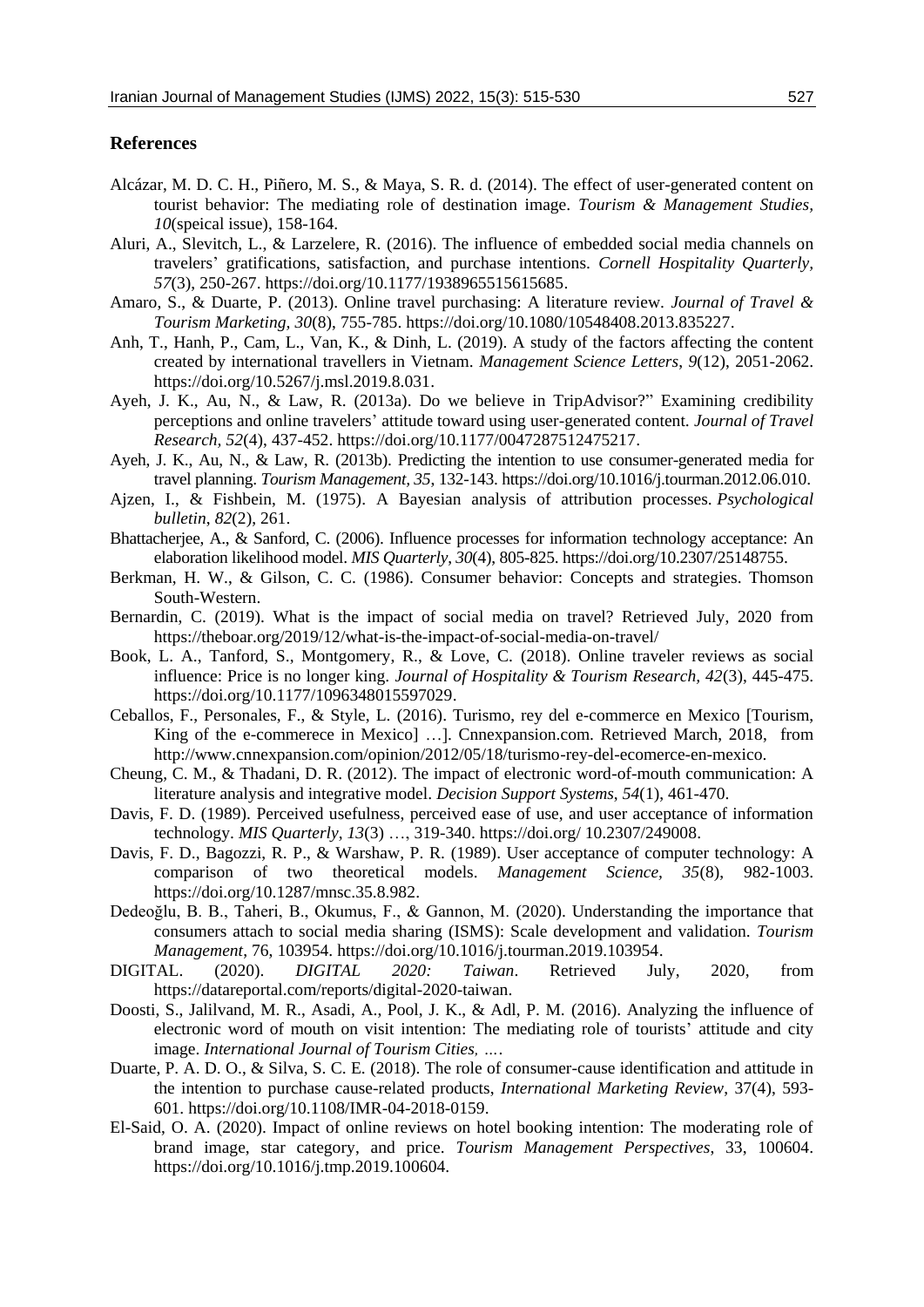## References

Alcázar, M. D. C. H., Piñero, M. S., & Maya, S. R. d. (2014). The effect of user-generated content on tourist behavior: The mediating role of destination image. *Tourism & Management Studies, 10*(speical issue), 158-164.

Aluri, A., Slevitch, L., & Larzelere, R. (2016). The influence of embedded social media channels on travelers' gratifications, satisfaction, and purchase intentions. *Cornell Hospitality Quarterly, 57*(3), 250-267. https://doi.org/10.1177/1938965515615685.

Amaro, S., & Duarte, P. (2013). Online travel purchasing: A literature review. *Journal of Travel & Tourism Marketing, 30*(8), 755-785. https://doi.org/10.1080/10548408.2013.835227.

Anh, T., Hanh, P., Cam, L., Van, K., & Dinh, L. (2019). A study of the factors affecting the content created by international travellers in Vietnam. *Management Science Letters*, *9*(12), 2051-2062. https://doi.org/10.5267/j.msl.2019.8.031.

Ayeh, J. K., Au, N., & Law, R. (2013a). Do we believe in TripAdvisor?" Examining credibility perceptions and online travelers' attitude toward using user-generated content. *Journal of Travel Research, 52*(4), 437-452. https://doi.org/10.1177/0047287512475217.

Ayeh, J. K., Au, N., & Law, R. (2013b). Predicting the intention to use consumer-generated media for travel planning. *Tourism Management, 35*, 132-143. https://doi.org/10.1016/j.tourman.2012.06.010.

Ajzen, I., & Fishbein, M. (1975). A Bayesian analysis of attribution processes. *Psychological bulletin*, *82*(2), 261.

Bhattacherjee, A., & Sanford, C. (2006). Influence processes for information technology acceptance: An elaboration likelihood model. *MIS Quarterly*, *30*(4), 805-825. https://doi.org/10.2307/25148755.

Berkman, H. W., & Gilson, C. C. (1986). Consumer behavior: Concepts and strategies. Thomson South-Western.

Bernardin, C. (2019). What is the impact of social media on travel? Retrieved July, 2020 from https://theboar.org/2019/12/what-is-the-impact-of-social-media-on-travel/

Book, L. A., Tanford, S., Montgomery, R., & Love, C. (2018). Online traveler reviews as social influence: Price is no longer king. *Journal of Hospitality & Tourism Research*, *42*(3), 445-475. https://doi.org/10.1177/1096348015597029.

Ceballos, F., Personales, F., & Style, L. (2016). Turismo, rey del e-commerce en Mexico [Tourism, King of the e-commerece in Mexico] …]. Cnnexpansion.com. Retrieved March, 2018, from http://www.cnnexpansion.com/opinion/2012/05/18/turismo-rey-del-ecomerce-en-mexico.

Cheung, C. M., & Thadani, D. R. (2012). The impact of electronic word-of-mouth communication: A literature analysis and integrative model. *Decision Support Systems*, *54*(1), 461-470.

Davis, F. D. (1989). Perceived usefulness, perceived ease of use, and user acceptance of information technology. *MIS Quarterly*, *13*(3) …, 319-340. https://doi.org/ 10.2307/249008.

Davis, F. D., Bagozzi, R. P., & Warshaw, P. R. (1989). User acceptance of computer technology: A comparison of two theoretical models. *Management Science*, *35*(8), 982-1003. https://doi.org/10.1287/mnsc.35.8.982.

Dedeoğlu, B. B., Taheri, B., Okumus, F., & Gannon, M. (2020). Understanding the importance that consumers attach to social media sharing (ISMS): Scale development and validation. *Tourism Management*, 76, 103954. https://doi.org/10.1016/j.tourman.2019.103954.

DIGITAL. (2020). *DIGITAL 2020: Taiwan*. Retrieved July, 2020, from https://datareportal.com/reports/digital-2020-taiwan.

Doosti, S., Jalilvand, M. R., Asadi, A., Pool, J. K., & Adl, P. M. (2016). Analyzing the influence of electronic word of mouth on visit intention: The mediating role of tourists' attitude and city image. *International Journal of Tourism Cities, …*.

Duarte, P. A. D. O., & Silva, S. C. E. (2018). The role of consumer-cause identification and attitude in the intention to purchase cause-related products, *International Marketing Review*, 37(4), 593-601. https://doi.org/10.1108/IMR-04-2018-0159.

El-Said, O. A. (2020). Impact of online reviews on hotel booking intention: The moderating role of brand image, star category, and price. *Tourism Management Perspectives*, 33, 100604. https://doi.org/10.1016/j.tmp.2019.100604.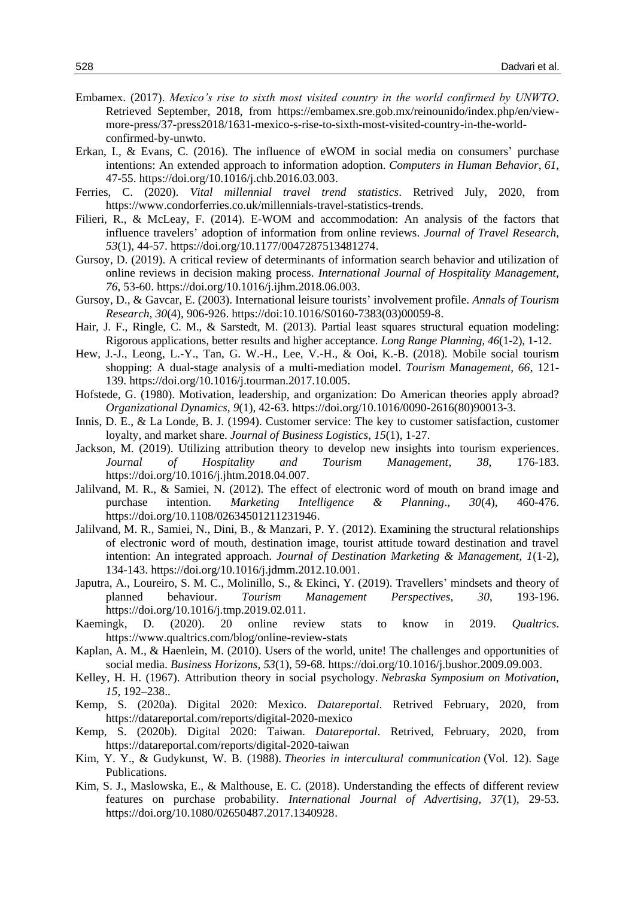Embamex. (2017). *Mexico's rise to sixth most visited country in the world confirmed by UNWTO*. Retrieved September, 2018, from https://embamex.sre.gob.mx/reinounido/index.php/en/view-more-press/37-press2018/1631-mexico-s-rise-to-sixth-most-visited-country-in-the-world-confirmed-by-unwto.

Erkan, I., & Evans, C. (2016). The influence of eWOM in social media on consumers' purchase intentions: An extended approach to information adoption. *Computers in Human Behavior*, *61*, 47-55. https://doi.org/10.1016/j.chb.2016.03.003.

Ferries, C. (2020). *Vital millennial travel trend statistics*. Retrived July, 2020, from https://www.condorferries.co.uk/millennials-travel-statistics-trends.

Filieri, R., & McLeay, F. (2014). E-WOM and accommodation: An analysis of the factors that influence travelers' adoption of information from online reviews. *Journal of Travel Research, 53*(1), 44-57. https://doi.org/10.1177/0047287513481274.

Gursoy, D. (2019). A critical review of determinants of information search behavior and utilization of online reviews in decision making process. *International Journal of Hospitality Management, 76*, 53-60. https://doi.org/10.1016/j.ijhm.2018.06.003.

Gursoy, D., & Gavcar, E. (2003). International leisure tourists' involvement profile. *Annals of Tourism Research*, *30*(4), 906-926. https://doi:10.1016/S0160-7383(03)00059-8.

Hair, J. F., Ringle, C. M., & Sarstedt, M. (2013). Partial least squares structural equation modeling: Rigorous applications, better results and higher acceptance. *Long Range Planning*, *46*(1-2), 1-12.

Hew, J.-J., Leong, L.-Y., Tan, G. W.-H., Lee, V.-H., & Ooi, K.-B. (2018). Mobile social tourism shopping: A dual-stage analysis of a multi-mediation model. *Tourism Management, 66*, 121-139. https://doi.org/10.1016/j.tourman.2017.10.005.

Hofstede, G. (1980). Motivation, leadership, and organization: Do American theories apply abroad? *Organizational Dynamics*, *9*(1), 42-63. https://doi.org/10.1016/0090-2616(80)90013-3.

Innis, D. E., & La Londe, B. J. (1994). Customer service: The key to customer satisfaction, customer loyalty, and market share. *Journal of Business Logistics*, *15*(1), 1-27.

Jackson, M. (2019). Utilizing attribution theory to develop new insights into tourism experiences. *Journal of Hospitality and Tourism Management*, *38*, 176-183. https://doi.org/10.1016/j.jhtm.2018.04.007.

Jalilvand, M. R., & Samiei, N. (2012). The effect of electronic word of mouth on brand image and purchase intention. *Marketing Intelligence & Planning*., *30*(4), 460-476. https://doi.org/10.1108/02634501211231946.

Jalilvand, M. R., Samiei, N., Dini, B., & Manzari, P. Y. (2012). Examining the structural relationships of electronic word of mouth, destination image, tourist attitude toward destination and travel intention: An integrated approach. *Journal of Destination Marketing & Management, 1*(1-2), 134-143. https://doi.org/10.1016/j.jdmm.2012.10.001.

Japutra, A., Loureiro, S. M. C., Molinillo, S., & Ekinci, Y. (2019). Travellers' mindsets and theory of planned behaviour. *Tourism Management Perspectives*, *30*, 193-196. https://doi.org/10.1016/j.tmp.2019.02.011.

Kaemingk, D. (2020). 20 online review stats to know in 2019. *Qualtrics*. https://www.qualtrics.com/blog/online-review-stats

Kaplan, A. M., & Haenlein, M. (2010). Users of the world, unite! The challenges and opportunities of social media. *Business Horizons*, *53*(1), 59-68. https://doi.org/10.1016/j.bushor.2009.09.003.

Kelley, H. H. (1967). Attribution theory in social psychology. *Nebraska Symposium on Motivation, 15*, 192–238..

Kemp, S. (2020a). Digital 2020: Mexico. *Datareportal*. Retrived February, 2020, from https://datareportal.com/reports/digital-2020-mexico

Kemp, S. (2020b). Digital 2020: Taiwan. *Datareportal*. Retrived, February, 2020, from https://datareportal.com/reports/digital-2020-taiwan

Kim, Y. Y., & Gudykunst, W. B. (1988). *Theories in intercultural communication* (Vol. 12). Sage Publications.

Kim, S. J., Maslowska, E., & Malthouse, E. C. (2018). Understanding the effects of different review features on purchase probability. *International Journal of Advertising, 37*(1), 29-53. https://doi.org/10.1080/02650487.2017.1340928.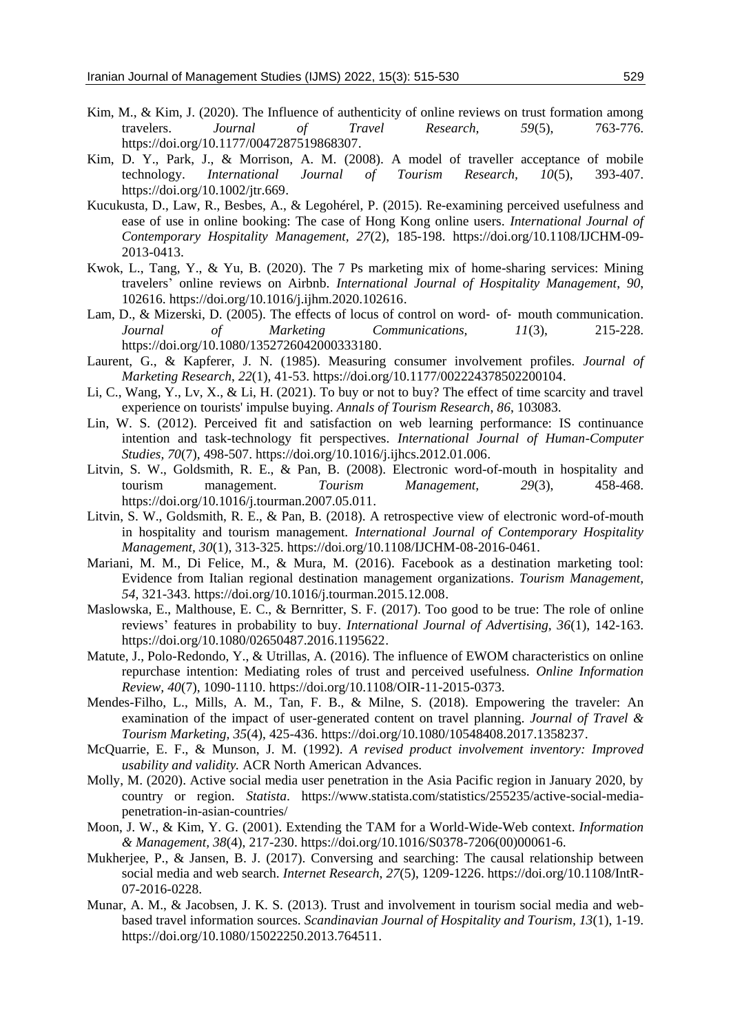Kim, M., & Kim, J. (2020). The Influence of authenticity of online reviews on trust formation among travelers. *Journal of Travel Research, 59*(5), 763-776. https://doi.org/10.1177/0047287519868307.

Kim, D. Y., Park, J., & Morrison, A. M. (2008). A model of traveller acceptance of mobile technology. *International Journal of Tourism Research, 10*(5), 393-407. https://doi.org/10.1002/jtr.669.

Kucukusta, D., Law, R., Besbes, A., & Legohérel, P. (2015). Re-examining perceived usefulness and ease of use in online booking: The case of Hong Kong online users. *International Journal of Contemporary Hospitality Management, 27*(2), 185-198. https://doi.org/10.1108/IJCHM-09-2013-0413.

Kwok, L., Tang, Y., & Yu, B. (2020). The 7 Ps marketing mix of home-sharing services: Mining travelers' online reviews on Airbnb. *International Journal of Hospitality Management, 90*, 102616. https://doi.org/10.1016/j.ijhm.2020.102616.

Lam, D., & Mizerski, D. (2005). The effects of locus of control on word‐ of‐ mouth communication. *Journal of Marketing Communications, 11*(3), 215-228. https://doi.org/10.1080/1352726042000333180.

Laurent, G., & Kapferer, J. N. (1985). Measuring consumer involvement profiles. *Journal of Marketing Research, 22*(1), 41-53. https://doi.org/10.1177/002224378502200104.

Li, C., Wang, Y., Lv, X., & Li, H. (2021). To buy or not to buy? The effect of time scarcity and travel experience on tourists' impulse buying. *Annals of Tourism Research, 86*, 103083.

Lin, W. S. (2012). Perceived fit and satisfaction on web learning performance: IS continuance intention and task-technology fit perspectives. *International Journal of Human-Computer Studies, 70*(7), 498-507. https://doi.org/10.1016/j.ijhcs.2012.01.006.

Litvin, S. W., Goldsmith, R. E., & Pan, B. (2008). Electronic word-of-mouth in hospitality and tourism management. *Tourism Management, 29*(3), 458-468. https://doi.org/10.1016/j.tourman.2007.05.011.

Litvin, S. W., Goldsmith, R. E., & Pan, B. (2018). A retrospective view of electronic word-of-mouth in hospitality and tourism management. *International Journal of Contemporary Hospitality Management, 30*(1), 313-325. https://doi.org/10.1108/IJCHM-08-2016-0461.

Mariani, M. M., Di Felice, M., & Mura, M. (2016). Facebook as a destination marketing tool: Evidence from Italian regional destination management organizations. *Tourism Management, 54*, 321-343. https://doi.org/10.1016/j.tourman.2015.12.008.

Maslowska, E., Malthouse, E. C., & Bernritter, S. F. (2017). Too good to be true: The role of online reviews' features in probability to buy. *International Journal of Advertising, 36*(1), 142-163. https://doi.org/10.1080/02650487.2016.1195622.

Matute, J., Polo-Redondo, Y., & Utrillas, A. (2016). The influence of EWOM characteristics on online repurchase intention: Mediating roles of trust and perceived usefulness. *Online Information Review, 40*(7), 1090-1110. https://doi.org/10.1108/OIR-11-2015-0373.

Mendes-Filho, L., Mills, A. M., Tan, F. B., & Milne, S. (2018). Empowering the traveler: An examination of the impact of user-generated content on travel planning. *Journal of Travel & Tourism Marketing, 35*(4), 425-436. https://doi.org/10.1080/10548408.2017.1358237.

McQuarrie, E. F., & Munson, J. M. (1992). *A revised product involvement inventory: Improved usability and validity.* ACR North American Advances.

Molly, M. (2020). Active social media user penetration in the Asia Pacific region in January 2020, by country or region. *Statista*. https://www.statista.com/statistics/255235/active-social-media-penetration-in-asian-countries/

Moon, J. W., & Kim, Y. G. (2001). Extending the TAM for a World-Wide-Web context. *Information & Management, 38*(4), 217-230. https://doi.org/10.1016/S0378-7206(00)00061-6.

Mukherjee, P., & Jansen, B. J. (2017). Conversing and searching: The causal relationship between social media and web search. *Internet Research, 27*(5), 1209-1226. https://doi.org/10.1108/IntR-07-2016-0228.

Munar, A. M., & Jacobsen, J. K. S. (2013). Trust and involvement in tourism social media and web-based travel information sources. *Scandinavian Journal of Hospitality and Tourism, 13*(1), 1-19. https://doi.org/10.1080/15022250.2013.764511.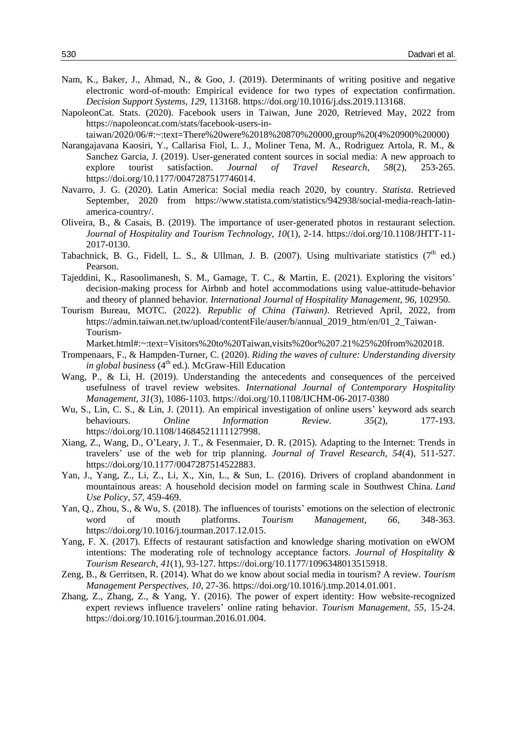Nam, K., Baker, J., Ahmad, N., & Goo, J. (2019). Determinants of writing positive and negative electronic word-of-mouth: Empirical evidence for two types of expectation confirmation. *Decision Support Systems*, *129*, 113168. https://doi.org/10.1016/j.dss.2019.113168.

NapoleonCat. Stats. (2020). Facebook users in Taiwan, June 2020, Retrieved May, 2022 from https://napoleoncat.com/stats/facebook-users-in-taiwan/2020/06/#:~:text=There%20were%2018%20870%20000,group%20(4%20900%20000)

Narangajavana Kaosiri, Y., Callarisa Fiol, L. J., Moliner Tena, M. A., Rodriguez Artola, R. M., & Sanchez Garcia, J. (2019). User-generated content sources in social media: A new approach to explore tourist satisfaction. *Journal of Travel Research*, *58*(2), 253-265. https://doi.org/10.1177/0047287517746014.

Navarro, J. G. (2020). Latin America: Social media reach 2020, by country. *Statista*. Retrieved September, 2020 from https://www.statista.com/statistics/942938/social-media-reach-latin-america-country/.

Oliveira, B., & Casais, B. (2019). The importance of user-generated photos in restaurant selection. *Journal of Hospitality and Tourism Technology*, *10*(1), 2-14. https://doi.org/10.1108/JHTT-11-2017-0130.

Tabachnick, B. G., Fidell, L. S., & Ullman, J. B. (2007). Using multivariate statistics (7th ed.) Pearson.

Tajeddini, K., Rasoolimanesh, S. M., Gamage, T. C., & Martin, E. (2021). Exploring the visitors' decision-making process for Airbnb and hotel accommodations using value-attitude-behavior and theory of planned behavior. *International Journal of Hospitality Management*, *96*, 102950.

Tourism Bureau, MOTC. (2022). *Republic of China (Taiwan)*. Retrieved April, 2022, from https://admin.taiwan.net.tw/upload/contentFile/auser/b/annual_2019_htm/en/01_2_Taiwan-Tourism-Market.html#:~:text=Visitors%20to%20Taiwan,visits%20or%207.21%25%20from%202018.

Trompenaars, F., & Hampden-Turner, C. (2020). *Riding the waves of culture: Understanding diversity in global business* (4th ed.). McGraw-Hill Education

Wang, P., & Li, H. (2019). Understanding the antecedents and consequences of the perceived usefulness of travel review websites. *International Journal of Contemporary Hospitality Management*, *31*(3), 1086-1103. https://doi.org/10.1108/IJCHM-06-2017-0380

Wu, S., Lin, C. S., & Lin, J. (2011). An empirical investigation of online users' keyword ads search behaviours. *Online Information Review*. *35*(2), 177-193. https://doi.org/10.1108/14684521111127998.

Xiang, Z., Wang, D., O'Leary, J. T., & Fesenmaier, D. R. (2015). Adapting to the Internet: Trends in travelers' use of the web for trip planning. *Journal of Travel Research*, *54*(4), 511-527. https://doi.org/10.1177/0047287514522883.

Yan, J., Yang, Z., Li, Z., Li, X., Xin, L., & Sun, L. (2016). Drivers of cropland abandonment in mountainous areas: A household decision model on farming scale in Southwest China. *Land Use Policy*, *57*, 459-469.

Yan, Q., Zhou, S., & Wu, S. (2018). The influences of tourists' emotions on the selection of electronic word of mouth platforms. *Tourism Management*, *66*, 348-363. https://doi.org/10.1016/j.tourman.2017.12.015.

Yang, F. X. (2017). Effects of restaurant satisfaction and knowledge sharing motivation on eWOM intentions: The moderating role of technology acceptance factors. *Journal of Hospitality & Tourism Research*, *41*(1), 93-127. https://doi.org/10.1177/1096348013515918.

Zeng, B., & Gerritsen, R. (2014). What do we know about social media in tourism? A review. *Tourism Management Perspectives*, *10*, 27-36. https://doi.org/10.1016/j.tmp.2014.01.001.

Zhang, Z., Zhang, Z., & Yang, Y. (2016). The power of expert identity: How website-recognized expert reviews influence travelers' online rating behavior. *Tourism Management*, *55*, 15-24. https://doi.org/10.1016/j.tourman.2016.01.004.